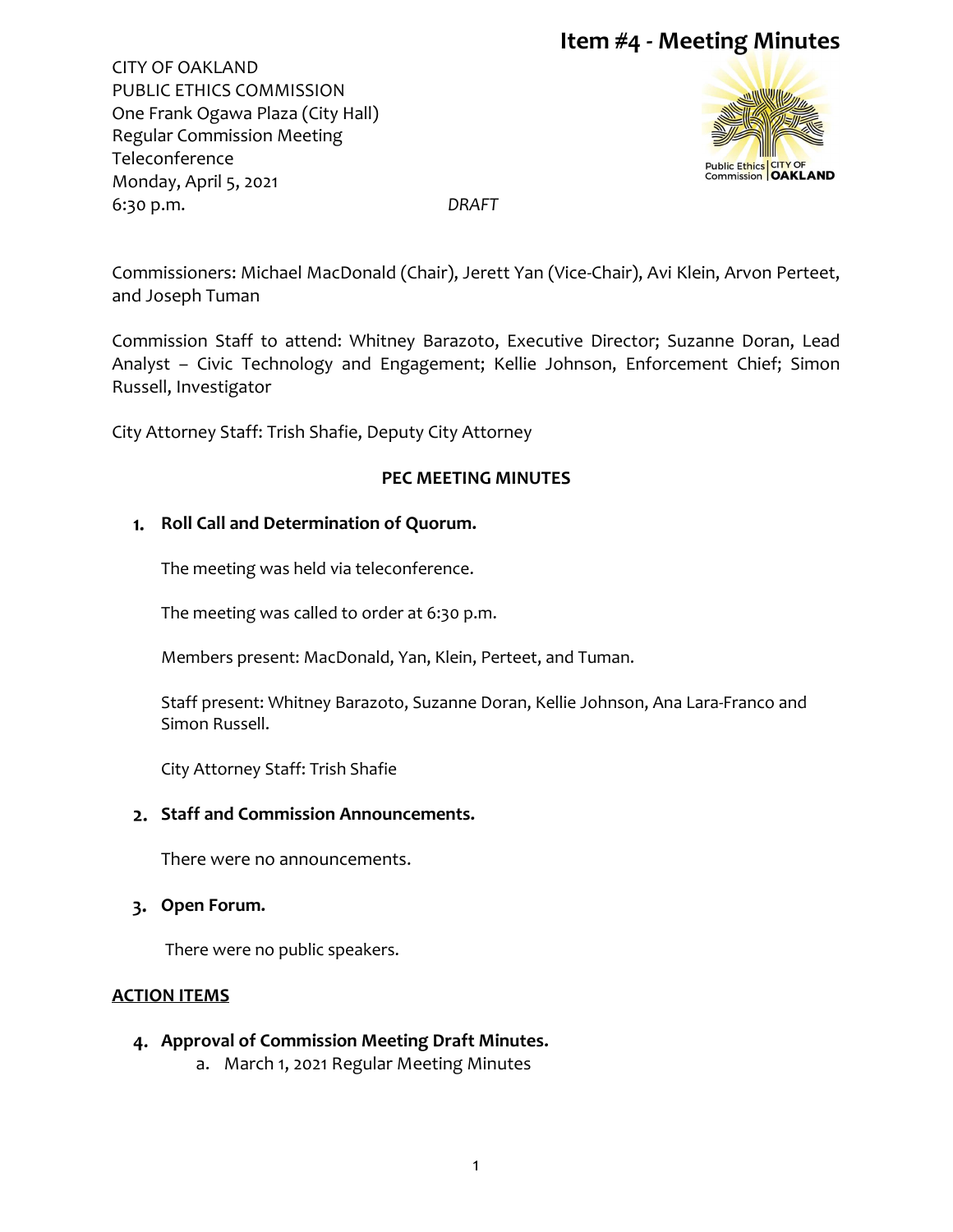# Item #4 - Meeting Minutes

CITY OF OAKLAND
PUBLIC ETHICS COMMISSION
One Frank Ogawa Plaza (City Hall)
Regular Commission Meeting
Teleconference
Monday, April 5, 2021
6:30 p.m.

*DRAFT*

Commissioners: Michael MacDonald (Chair), Jerett Yan (Vice-Chair), Avi Klein, Arvon Perteet, and Joseph Tuman

Commission Staff to attend: Whitney Barazoto, Executive Director; Suzanne Doran, Lead Analyst – Civic Technology and Engagement; Kellie Johnson, Enforcement Chief; Simon Russell, Investigator

City Attorney Staff: Trish Shafie, Deputy City Attorney

## PEC MEETING MINUTES

### 1. Roll Call and Determination of Quorum.

The meeting was held via teleconference.

The meeting was called to order at 6:30 p.m.

Members present: MacDonald, Yan, Klein, Perteet, and Tuman.

Staff present: Whitney Barazoto, Suzanne Doran, Kellie Johnson, Ana Lara-Franco and Simon Russell.

City Attorney Staff: Trish Shafie

### 2. Staff and Commission Announcements.

There were no announcements.

### 3. Open Forum.

There were no public speakers.

**ACTION ITEMS**

### 4. Approval of Commission Meeting Draft Minutes.

a. March 1, 2021 Regular Meeting Minutes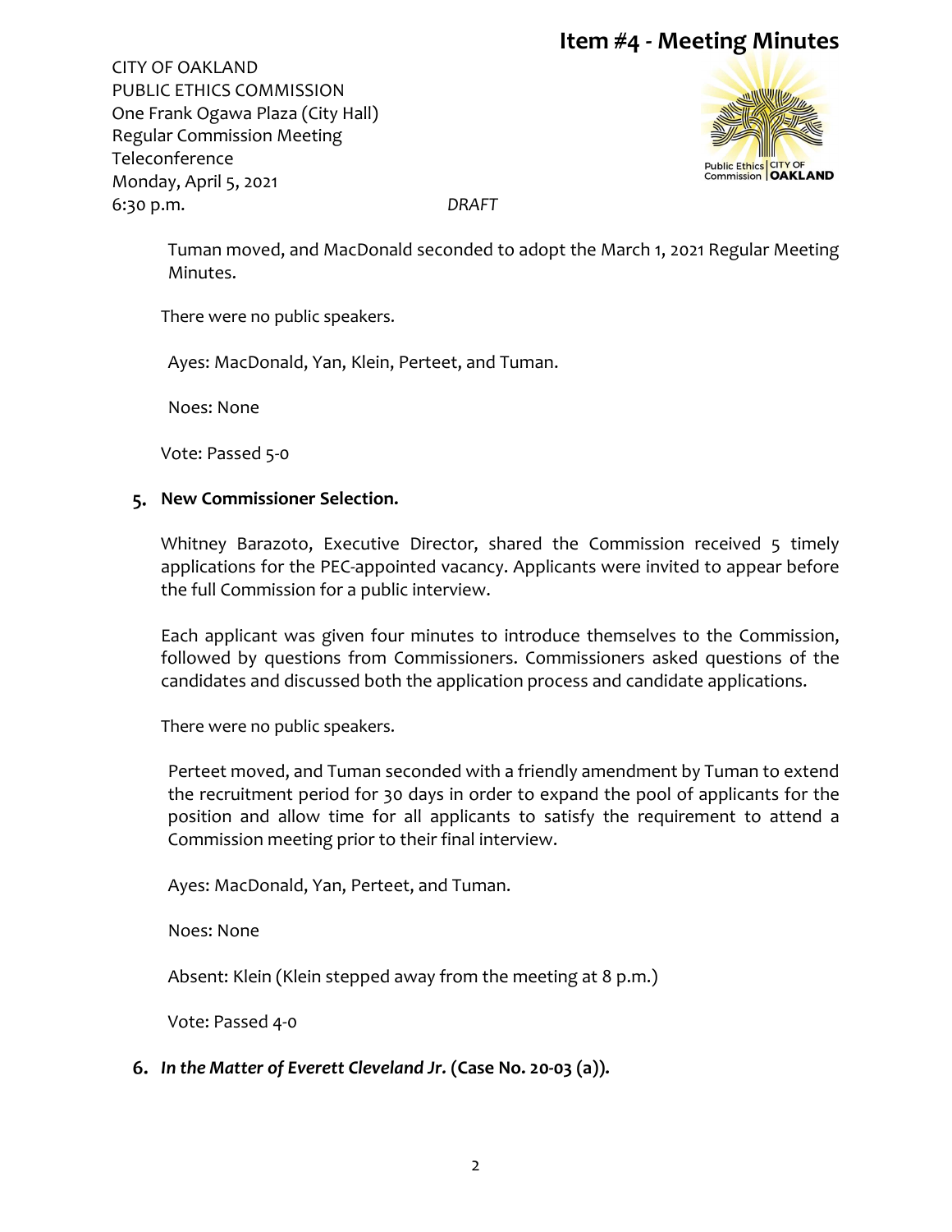Tuman moved, and MacDonald seconded to adopt the March 1, 2021 Regular Meeting Minutes.

There were no public speakers.

Ayes: MacDonald, Yan, Klein, Perteet, and Tuman.

Noes: None

Vote: Passed 5-0

5. **New Commissioner Selection.**

Whitney Barazoto, Executive Director, shared the Commission received 5 timely applications for the PEC-appointed vacancy. Applicants were invited to appear before the full Commission for a public interview.

Each applicant was given four minutes to introduce themselves to the Commission, followed by questions from Commissioners. Commissioners asked questions of the candidates and discussed both the application process and candidate applications.

There were no public speakers.

Perteet moved, and Tuman seconded with a friendly amendment by Tuman to extend the recruitment period for 30 days in order to expand the pool of applicants for the position and allow time for all applicants to satisfy the requirement to attend a Commission meeting prior to their final interview.

Ayes: MacDonald, Yan, Perteet, and Tuman.

Noes: None

Absent: Klein (Klein stepped away from the meeting at 8 p.m.)

Vote: Passed 4-0

6. ***In the Matter of Everett Cleveland Jr.* (Case No. 20-03 (a)).**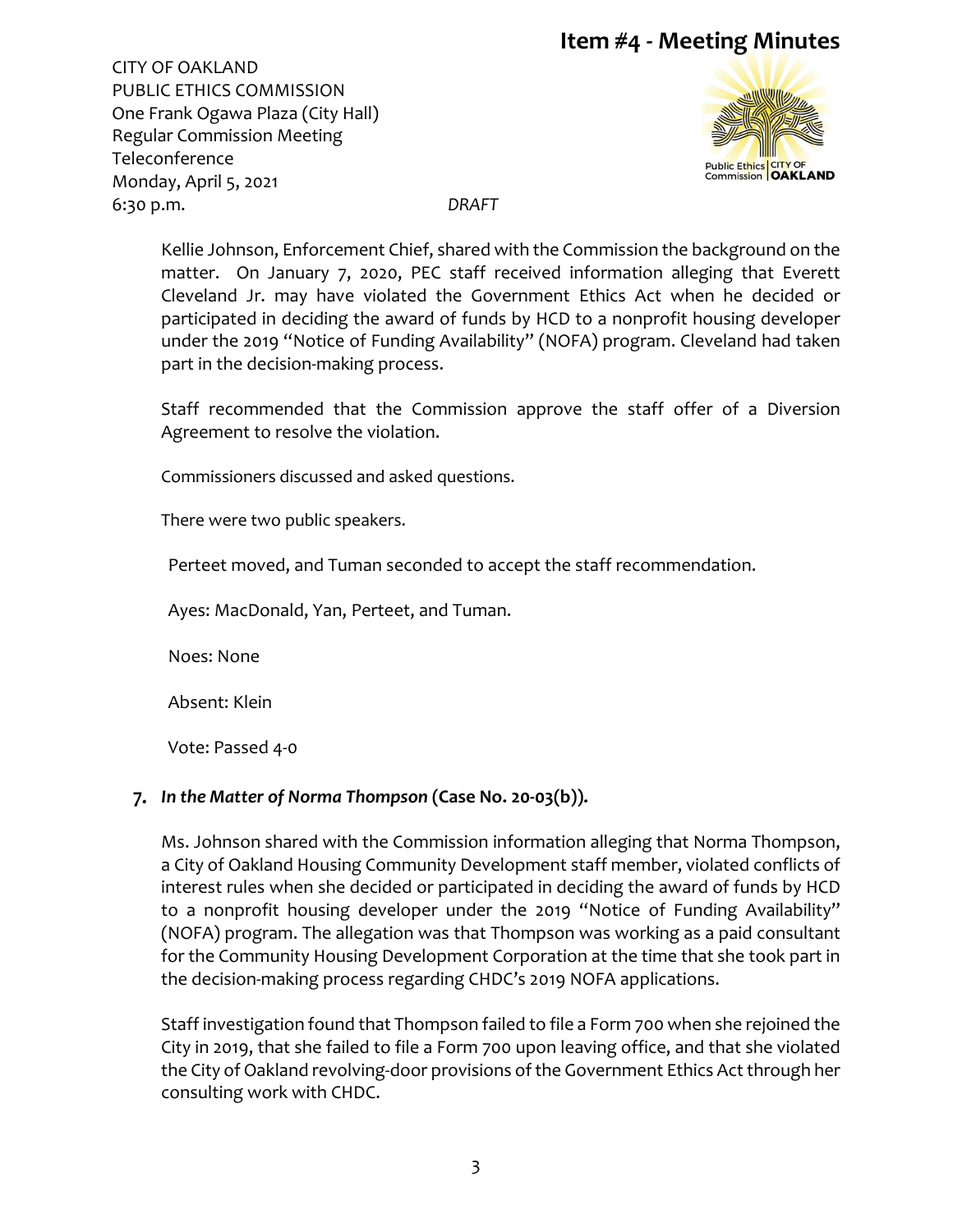Kellie Johnson, Enforcement Chief, shared with the Commission the background on the matter. On January 7, 2020, PEC staff received information alleging that Everett Cleveland Jr. may have violated the Government Ethics Act when he decided or participated in deciding the award of funds by HCD to a nonprofit housing developer under the 2019 "Notice of Funding Availability" (NOFA) program. Cleveland had taken part in the decision-making process.

Staff recommended that the Commission approve the staff offer of a Diversion Agreement to resolve the violation.

Commissioners discussed and asked questions.

There were two public speakers.

Perteet moved, and Tuman seconded to accept the staff recommendation.

Ayes: MacDonald, Yan, Perteet, and Tuman.

Noes: None

Absent: Klein

Vote: Passed 4-0

**7. *In the Matter of Norma Thompson* (Case No. 20-03(b)).**

Ms. Johnson shared with the Commission information alleging that Norma Thompson, a City of Oakland Housing Community Development staff member, violated conflicts of interest rules when she decided or participated in deciding the award of funds by HCD to a nonprofit housing developer under the 2019 "Notice of Funding Availability" (NOFA) program. The allegation was that Thompson was working as a paid consultant for the Community Housing Development Corporation at the time that she took part in the decision-making process regarding CHDC's 2019 NOFA applications.

Staff investigation found that Thompson failed to file a Form 700 when she rejoined the City in 2019, that she failed to file a Form 700 upon leaving office, and that she violated the City of Oakland revolving-door provisions of the Government Ethics Act through her consulting work with CHDC.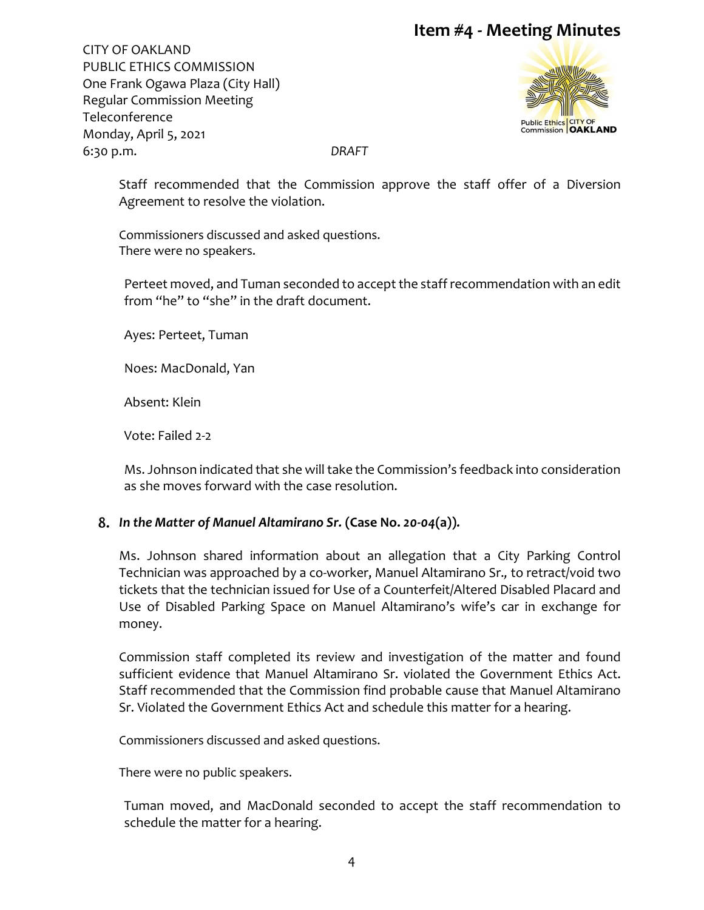Staff recommended that the Commission approve the staff offer of a Diversion Agreement to resolve the violation.

Commissioners discussed and asked questions.
There were no speakers.

Perteet moved, and Tuman seconded to accept the staff recommendation with an edit from "he" to "she" in the draft document.

Ayes: Perteet, Tuman

Noes: MacDonald, Yan

Absent: Klein

Vote: Failed 2-2

Ms. Johnson indicated that she will take the Commission's feedback into consideration as she moves forward with the case resolution.

8. ***In the Matter of Manuel Altamirano Sr.* (Case No. *20-04*(a)).**

Ms. Johnson shared information about an allegation that a City Parking Control Technician was approached by a co-worker, Manuel Altamirano Sr., to retract/void two tickets that the technician issued for Use of a Counterfeit/Altered Disabled Placard and Use of Disabled Parking Space on Manuel Altamirano's wife's car in exchange for money.

Commission staff completed its review and investigation of the matter and found sufficient evidence that Manuel Altamirano Sr. violated the Government Ethics Act. Staff recommended that the Commission find probable cause that Manuel Altamirano Sr. Violated the Government Ethics Act and schedule this matter for a hearing.

Commissioners discussed and asked questions.

There were no public speakers.

Tuman moved, and MacDonald seconded to accept the staff recommendation to schedule the matter for a hearing.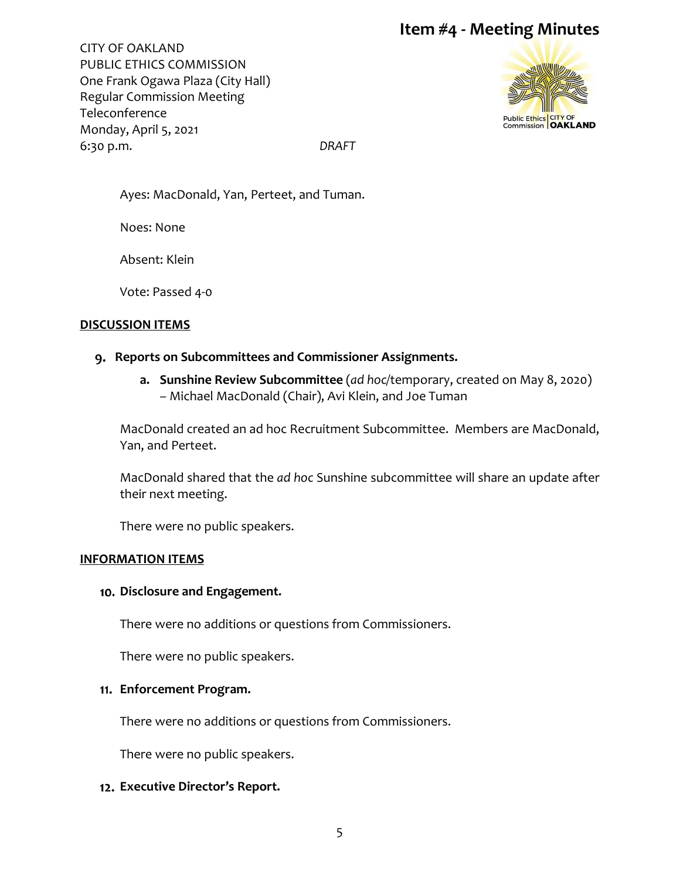CITY OF OAKLAND
PUBLIC ETHICS COMMISSION
One Frank Ogawa Plaza (City Hall)
Regular Commission Meeting
Teleconference
Monday, April 5, 2021
6:30 p.m. *DRAFT*

Ayes: MacDonald, Yan, Perteet, and Tuman.

Noes: None

Absent: Klein

Vote: Passed 4-0

**DISCUSSION ITEMS**

**9. Reports on Subcommittees and Commissioner Assignments.**

   **a. Sunshine Review Subcommittee** (*ad hoc*/temporary, created on May 8, 2020) – Michael MacDonald (Chair), Avi Klein, and Joe Tuman

MacDonald created an ad hoc Recruitment Subcommittee. Members are MacDonald, Yan, and Perteet.

MacDonald shared that the *ad hoc* Sunshine subcommittee will share an update after their next meeting.

There were no public speakers.

**INFORMATION ITEMS**

**10. Disclosure and Engagement.**

There were no additions or questions from Commissioners.

There were no public speakers.

**11. Enforcement Program.**

There were no additions or questions from Commissioners.

There were no public speakers.

**12. Executive Director's Report.**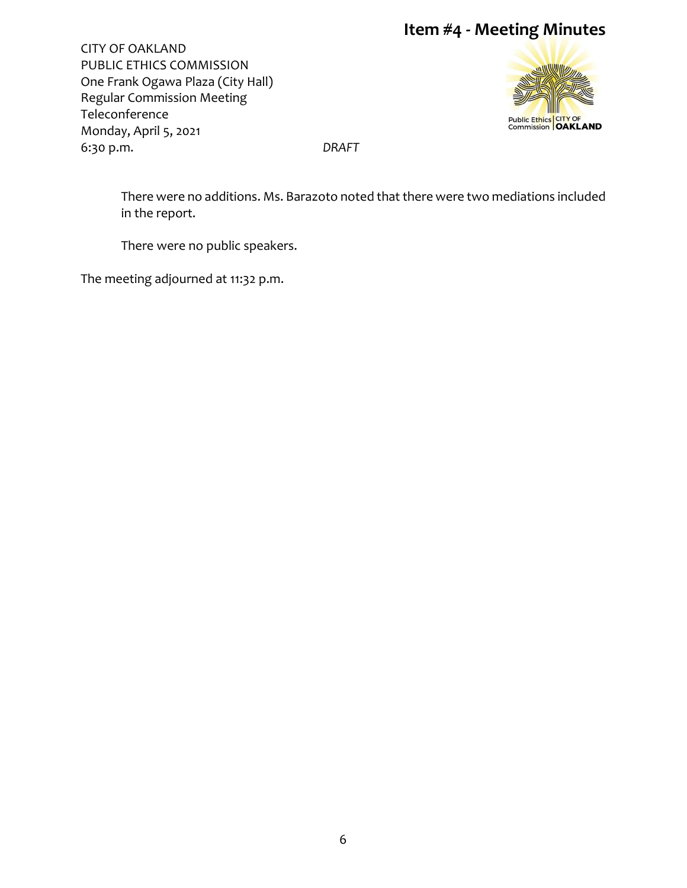There were no additions. Ms. Barazoto noted that there were two mediations included in the report.

There were no public speakers.

The meeting adjourned at 11:32 p.m.